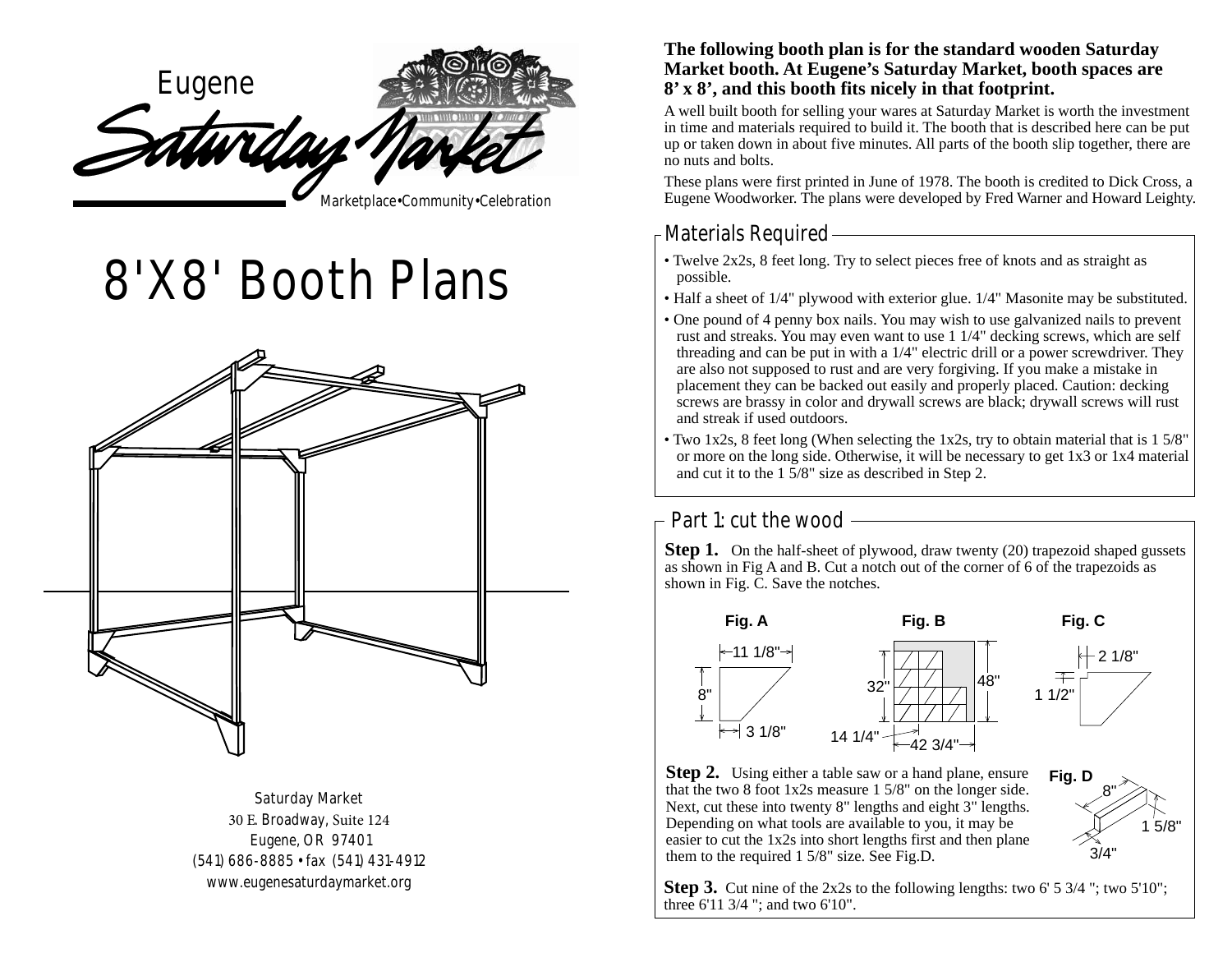Eugene

Saturday Market

Marketplace•Community•Celebration

# 8'X8' Booth Plans

Saturday Market
30 E. Broadway, Suite 124
Eugene, OR 97401
(541) 686-8885 • fax (541) 431-4912
www.eugenesaturdaymarket.org

**The following booth plan is for the standard wooden Saturday Market booth. At Eugene's Saturday Market, booth spaces are 8' x 8', and this booth fits nicely in that footprint.**

A well built booth for selling your wares at Saturday Market is worth the investment in time and materials required to build it. The booth that is described here can be put up or taken down in about five minutes. All parts of the booth slip together, there are no nuts and bolts.

These plans were first printed in June of 1978. The booth is credited to Dick Cross, a Eugene Woodworker. The plans were developed by Fred Warner and Howard Leighty.

## Materials Required

- Twelve 2x2s, 8 feet long. Try to select pieces free of knots and as straight as possible.
- Half a sheet of 1/4" plywood with exterior glue. 1/4" Masonite may be substituted.
- One pound of 4 penny box nails. You may wish to use galvanized nails to prevent rust and streaks. You may even want to use 1 1/4" decking screws, which are self threading and can be put in with a 1/4" electric drill or a power screwdriver. They are also not supposed to rust and are very forgiving. If you make a mistake in placement they can be backed out easily and properly placed. Caution: decking screws are brassy in color and drywall screws are black; drywall screws will rust and streak if used outdoors.
- Two 1x2s, 8 feet long (When selecting the 1x2s, try to obtain material that is 1 5/8" or more on the long side. Otherwise, it will be necessary to get 1x3 or 1x4 material and cut it to the 1 5/8" size as described in Step 2.

## Part 1: cut the wood

**Step 1.** On the half-sheet of plywood, draw twenty (20) trapezoid shaped gussets as shown in Fig A and B. Cut a notch out of the corner of 6 of the trapezoids as shown in Fig. C. Save the notches.

**Fig. A** — 11 1/8", 8", 3 1/8"

**Fig. B** — 32", 48", 14 1/4", 42 3/4"

**Fig. C** — 2 1/8", 1 1/2"

**Step 2.** Using either a table saw or a hand plane, ensure that the two 8 foot 1x2s measure 1 5/8" on the longer side. Next, cut these into twenty 8" lengths and eight 3" lengths. Depending on what tools are available to you, it may be easier to cut the 1x2s into short lengths first and then plane them to the required 1 5/8" size. See Fig.D.

**Fig. D** — 8", 1 5/8", 3/4"

**Step 3.** Cut nine of the 2x2s to the following lengths: two 6' 5 3/4 "; two 5'10"; three 6'11 3/4 "; and two 6'10".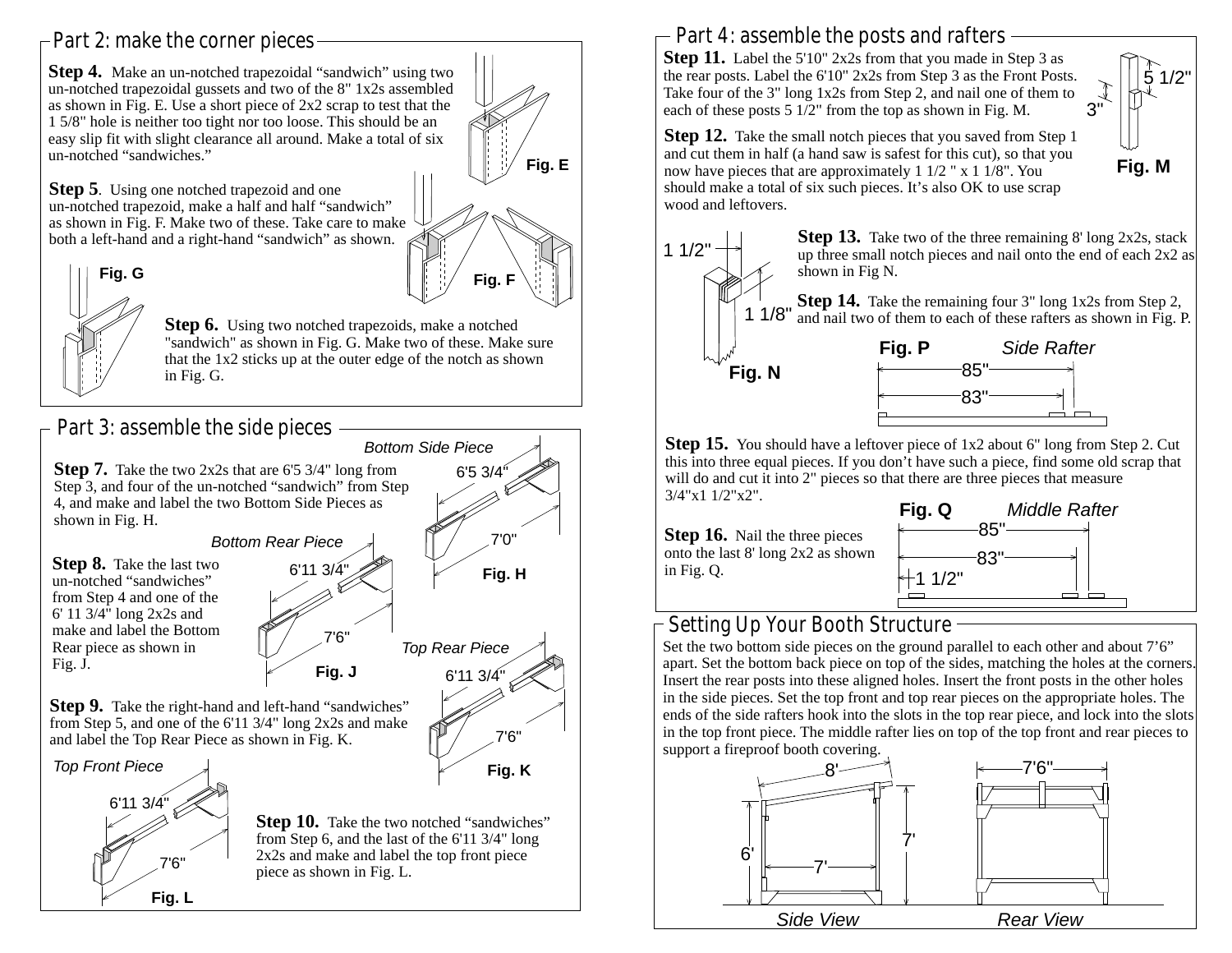## Part 2: make the corner pieces

**Step 4.** Make an un-notched trapezoidal "sandwich" using two un-notched trapezoidal gussets and two of the 8" 1x2s assembled as shown in Fig. E. Use a short piece of 2x2 scrap to test that the 1 5/8" hole is neither too tight nor too loose. This should be an easy slip fit with slight clearance all around. Make a total of six un-notched "sandwiches."

Fig. E

**Step 5**. Using one notched trapezoid and one un-notched trapezoid, make a half and half "sandwich" as shown in Fig. F. Make two of these. Take care to make both a left-hand and a right-hand "sandwich" as shown.

Fig. F

Fig. G

**Step 6.** Using two notched trapezoids, make a notched "sandwich" as shown in Fig. G. Make two of these. Make sure that the 1x2 sticks up at the outer edge of the notch as shown in Fig. G.

## Part 3: assemble the side pieces

**Step 7.** Take the two 2x2s that are 6'5 3/4" long from Step 3, and four of the un-notched "sandwich" from Step 4, and make and label the two Bottom Side Pieces as shown in Fig. H.

*Bottom Side Piece*
6'5 3/4"
7'0"
Fig. H

**Step 8.** Take the last two un-notched "sandwiches" from Step 4 and one of the 6' 11 3/4" long 2x2s and make and label the Bottom Rear piece as shown in Fig. J.

*Bottom Rear Piece*
6'11 3/4"
7'6"
Fig. J

**Step 9.** Take the right-hand and left-hand "sandwiches" from Step 5, and one of the 6'11 3/4" long 2x2s and make and label the Top Rear Piece as shown in Fig. K.

*Top Rear Piece*
6'11 3/4"
7'6"
Fig. K

*Top Front Piece*
6'11 3/4"
7'6"
Fig. L

**Step 10.** Take the two notched "sandwiches" from Step 6, and the last of the 6'11 3/4" long 2x2s and make and label the top front piece piece as shown in Fig. L.

## Part 4: assemble the posts and rafters

**Step 11.** Label the 5'10" 2x2s from that you made in Step 3 as the rear posts. Label the 6'10" 2x2s from Step 3 as the Front Posts. Take four of the 3" long 1x2s from Step 2, and nail one of them to each of these posts 5 1/2" from the top as shown in Fig. M.

5 1/2"
3"
Fig. M

**Step 12.** Take the small notch pieces that you saved from Step 1 and cut them in half (a hand saw is safest for this cut), so that you now have pieces that are approximately 1 1/2 " x 1 1/8". You should make a total of six such pieces. It's also OK to use scrap wood and leftovers.

1 1/2"
1 1/8"
Fig. N

**Step 13.** Take two of the three remaining 8' long 2x2s, stack up three small notch pieces and nail onto the end of each 2x2 as shown in Fig N.

**Step 14.** Take the remaining four 3" long 1x2s from Step 2, and nail two of them to each of these rafters as shown in Fig. P.

Fig. P *Side Rafter*
85"
83"

**Step 15.** You should have a leftover piece of 1x2 about 6" long from Step 2. Cut this into three equal pieces. If you don't have such a piece, find some old scrap that will do and cut it into 2" pieces so that there are three pieces that measure 3/4"x1 1/2"x2".

**Step 16.** Nail the three pieces onto the last 8' long 2x2 as shown in Fig. Q.

Fig. Q *Middle Rafter*
85"
83"
1 1/2"

## Setting Up Your Booth Structure

Set the two bottom side pieces on the ground parallel to each other and about 7'6" apart. Set the bottom back piece on top of the sides, matching the holes at the corners. Insert the rear posts into these aligned holes. Insert the front posts in the other holes in the side pieces. Set the top front and top rear pieces on the appropriate holes. The ends of the side rafters hook into the slots in the top rear piece, and lock into the slots in the top front piece. The middle rafter lies on top of the top front and rear pieces to support a fireproof booth covering.

8'
7'
6'
7'
*Side View*

7'6"
*Rear View*